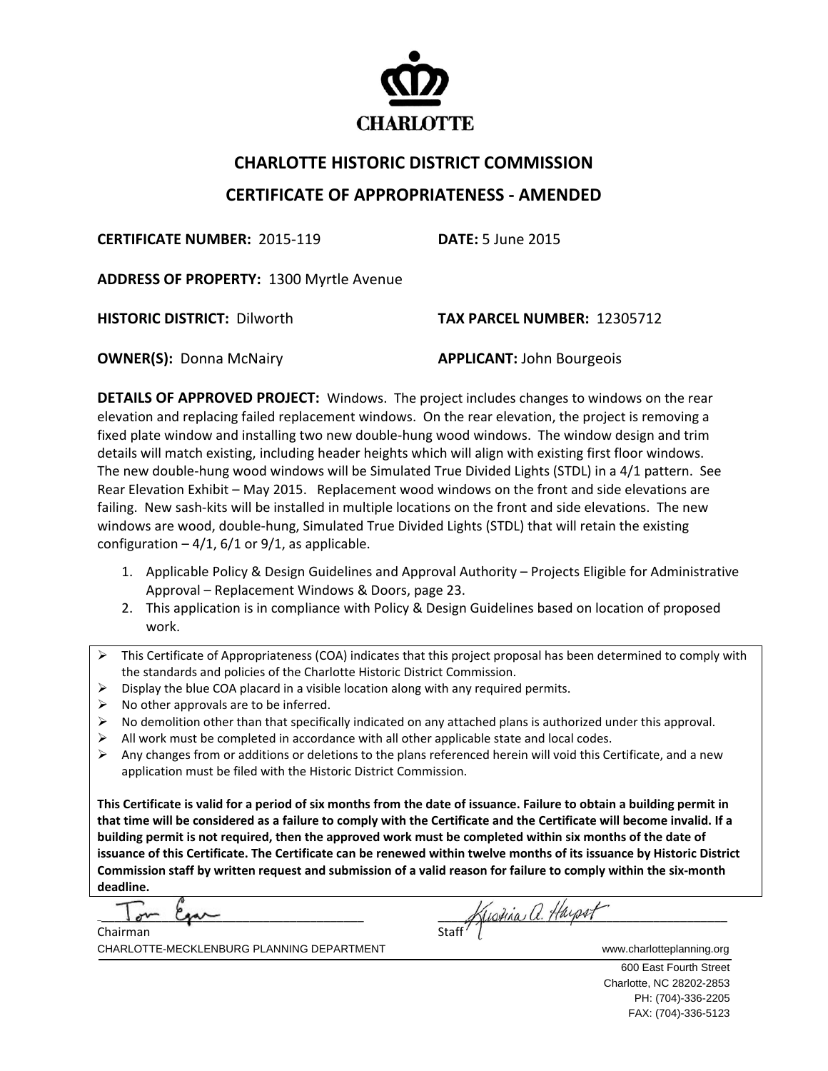CHARLOTTE

# CHARLOTTE HISTORIC DISTRICT COMMISSION

## CERTIFICATE OF APPROPRIATENESS - AMENDED

**CERTIFICATE NUMBER:** 2015-119 **DATE:** 5 June 2015

**ADDRESS OF PROPERTY:** 1300 Myrtle Avenue

**HISTORIC DISTRICT:** Dilworth **TAX PARCEL NUMBER:** 12305712

**OWNER(S):** Donna McNairy **APPLICANT:** John Bourgeois

**DETAILS OF APPROVED PROJECT:** Windows. The project includes changes to windows on the rear elevation and replacing failed replacement windows. On the rear elevation, the project is removing a fixed plate window and installing two new double-hung wood windows. The window design and trim details will match existing, including header heights which will align with existing first floor windows. The new double-hung wood windows will be Simulated True Divided Lights (STDL) in a 4/1 pattern. See Rear Elevation Exhibit – May 2015. Replacement wood windows on the front and side elevations are failing. New sash-kits will be installed in multiple locations on the front and side elevations. The new windows are wood, double-hung, Simulated True Divided Lights (STDL) that will retain the existing configuration – 4/1, 6/1 or 9/1, as applicable.

1. Applicable Policy & Design Guidelines and Approval Authority – Projects Eligible for Administrative Approval – Replacement Windows & Doors, page 23.
2. This application is in compliance with Policy & Design Guidelines based on location of proposed work.

- This Certificate of Appropriateness (COA) indicates that this project proposal has been determined to comply with the standards and policies of the Charlotte Historic District Commission.
- Display the blue COA placard in a visible location along with any required permits.
- No other approvals are to be inferred.
- No demolition other than that specifically indicated on any attached plans is authorized under this approval.
- All work must be completed in accordance with all other applicable state and local codes.
- Any changes from or additions or deletions to the plans referenced herein will void this Certificate, and a new application must be filed with the Historic District Commission.

**This Certificate is valid for a period of six months from the date of issuance. Failure to obtain a building permit in that time will be considered as a failure to comply with the Certificate and the Certificate will become invalid. If a building permit is not required, then the approved work must be completed within six months of the date of issuance of this Certificate. The Certificate can be renewed within twelve months of its issuance by Historic District Commission staff by written request and submission of a valid reason for failure to comply within the six-month deadline.**

Tom Egan  
Chairman

Kristina A. Harpst  
Staff

CHARLOTTE-MECKLENBURG PLANNING DEPARTMENT  
www.charlotteplanning.org

600 East Fourth Street  
Charlotte, NC 28202-2853  
PH: (704)-336-2205  
FAX: (704)-336-5123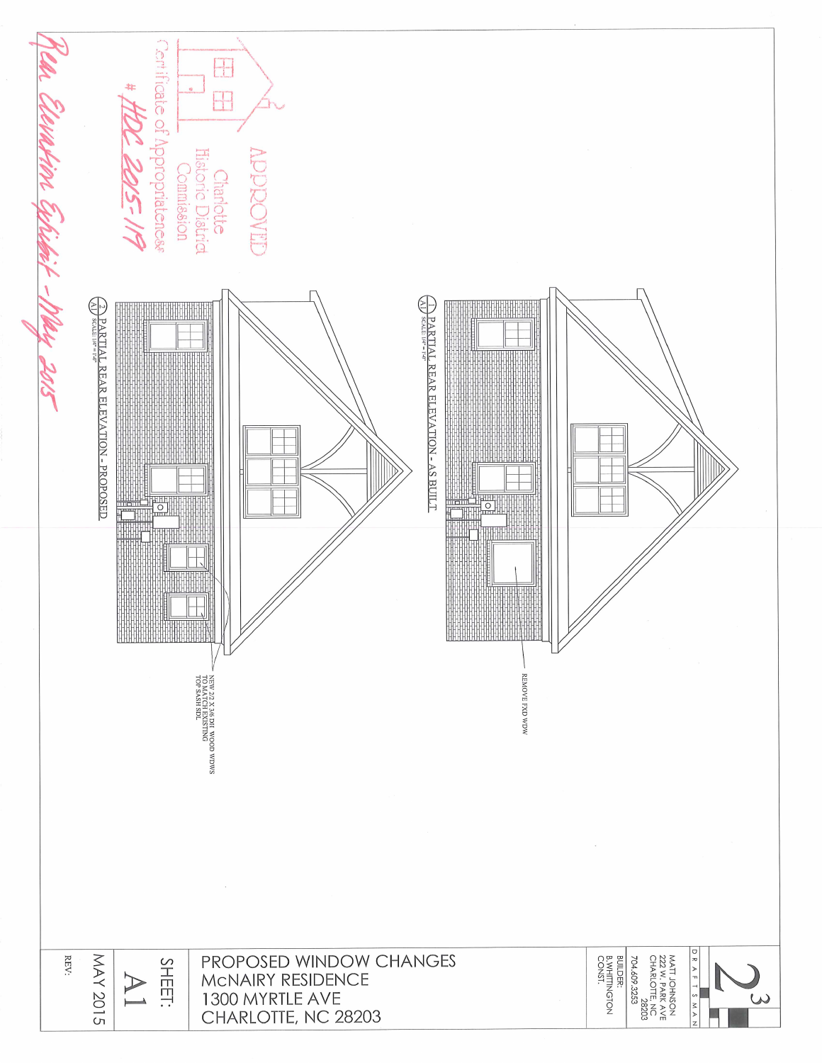APPROVED

Charlotte Historic District Commission

Certificate of Appropriateness

# HDC 2015-119

Rear Elevation Exhibit - May 2015

1 PARTIAL REAR ELEVATION - AS BUILT

A1 SCALE: 1/4" = 1'-0"

REMOVE FXD WDW

2 PARTIAL REAR ELEVATION - PROPOSED

A1 SCALE: 1/4" = 1'-0"

NEW 2/2 X 3/6 DH WOOD WDWS TO MATCH EXISTING TOP SASH SDL

23 DRAFTSMAN

MAT JOHNSON
222 W. PARK AVE
CHARLOTTE, NC 28203
704.609.3253

BUILDER:
B.WHITTINGTON CONST.

PROPOSED WINDOW CHANGES
McNAIRY RESIDENCE
1300 MYRTLE AVE
CHARLOTTE, NC 28203

SHEET: A1

MAY 2015

REV: